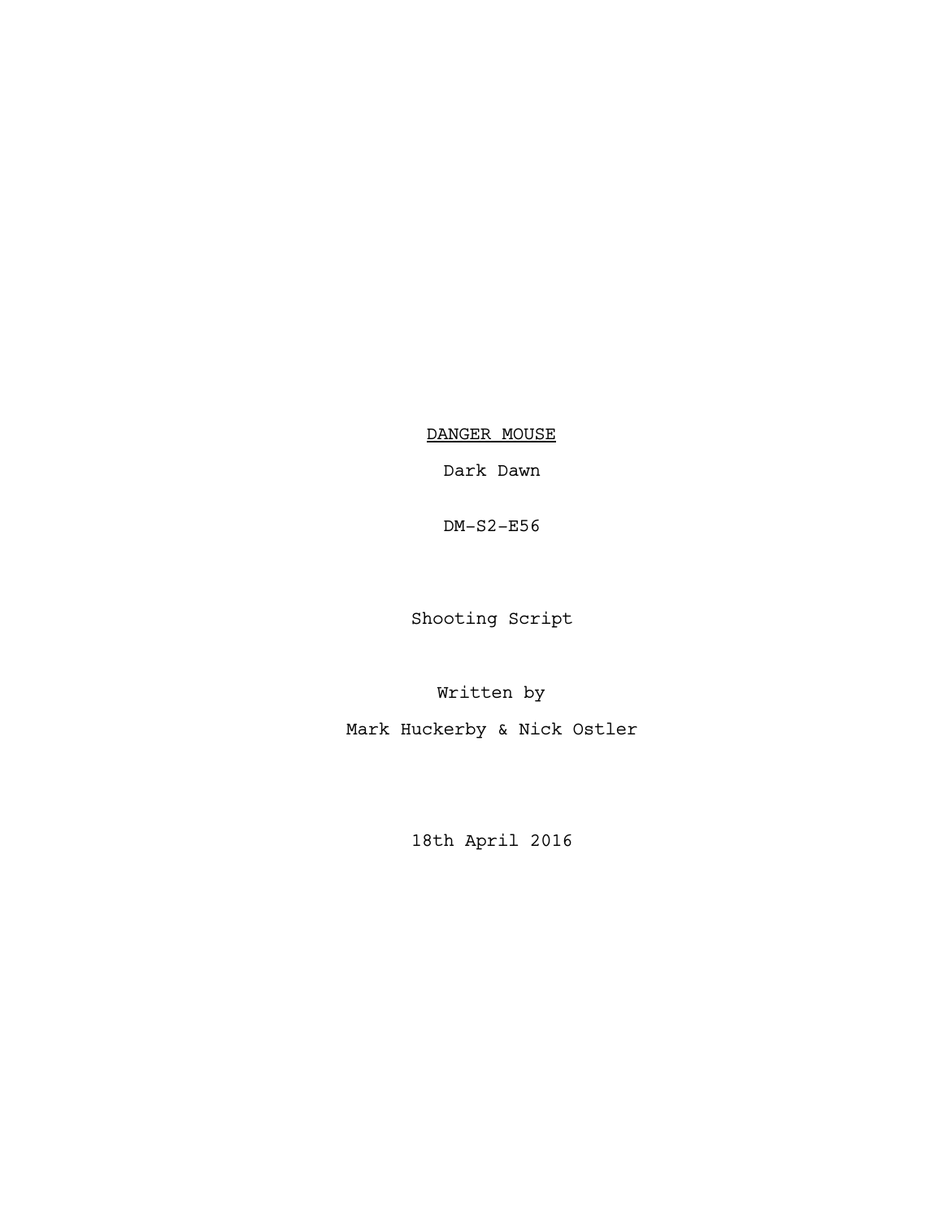# DANGER MOUSE

Dark Dawn

DM-S2-E56

Shooting Script

Written by

Mark Huckerby & Nick Ostler

18th April 2016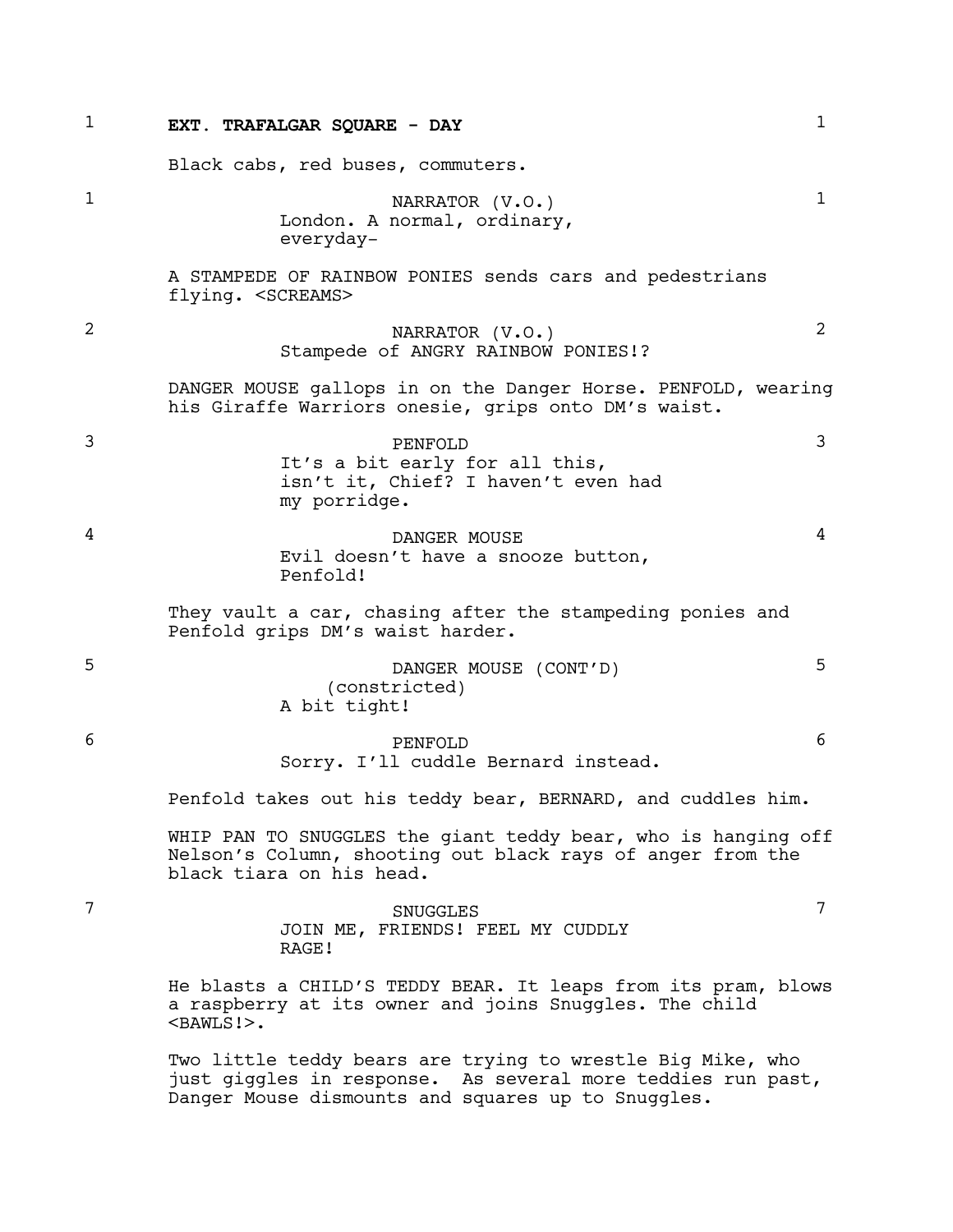**EXT. TRAFALGAR SQUARE - DAY**

Black cabs, red buses, commuters.

NARRATOR (V.O.)
London. A normal, ordinary, everyday-

A STAMPEDE OF RAINBOW PONIES sends cars and pedestrians flying. <SCREAMS>

NARRATOR (V.O.)
Stampede of ANGRY RAINBOW PONIES!?

DANGER MOUSE gallops in on the Danger Horse. PENFOLD, wearing his Giraffe Warriors onesie, grips onto DM's waist.

PENFOLD
It's a bit early for all this, isn't it, Chief? I haven't even had my porridge.

DANGER MOUSE
Evil doesn't have a snooze button, Penfold!

They vault a car, chasing after the stampeding ponies and Penfold grips DM's waist harder.

DANGER MOUSE (CONT'D)
(constricted)
A bit tight!

PENFOLD
Sorry. I'll cuddle Bernard instead.

Penfold takes out his teddy bear, BERNARD, and cuddles him.

WHIP PAN TO SNUGGLES the giant teddy bear, who is hanging off Nelson's Column, shooting out black rays of anger from the black tiara on his head.

SNUGGLES
JOIN ME, FRIENDS! FEEL MY CUDDLY RAGE!

He blasts a CHILD'S TEDDY BEAR. It leaps from its pram, blows a raspberry at its owner and joins Snuggles. The child <BAWLS!>.

Two little teddy bears are trying to wrestle Big Mike, who just giggles in response. As several more teddies run past, Danger Mouse dismounts and squares up to Snuggles.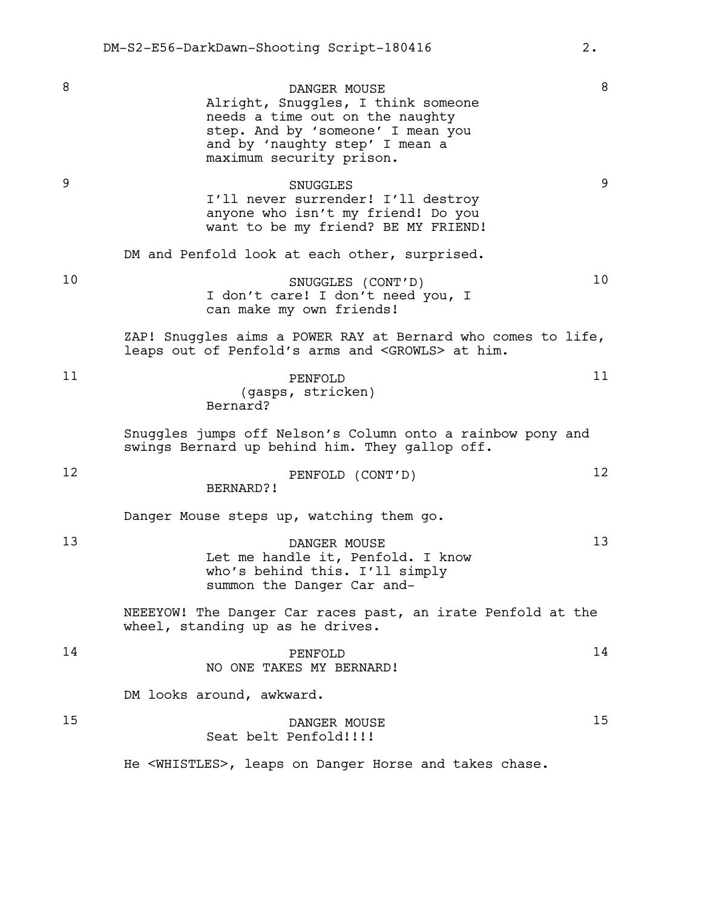8 **DANGER MOUSE** 8

Alright, Snuggles, I think someone needs a time out on the naughty step. And by 'someone' I mean you and by 'naughty step' I mean a maximum security prison.

9 **SNUGGLES** 9

I'll never surrender! I'll destroy anyone who isn't my friend! Do you want to be my friend? BE MY FRIEND!

DM and Penfold look at each other, surprised.

10 **SNUGGLES (CONT'D)** 10

I don't care! I don't need you, I can make my own friends!

ZAP! Snuggles aims a POWER RAY at Bernard who comes to life, leaps out of Penfold's arms and <GROWLS> at him.

11 **PENFOLD** 11

(gasps, stricken)

Bernard?

Snuggles jumps off Nelson's Column onto a rainbow pony and swings Bernard up behind him. They gallop off.

12 **PENFOLD (CONT'D)** 12

BERNARD?!

Danger Mouse steps up, watching them go.

13 **DANGER MOUSE** 13

Let me handle it, Penfold. I know who's behind this. I'll simply summon the Danger Car and-

NEEEYOW! The Danger Car races past, an irate Penfold at the wheel, standing up as he drives.

14 **PENFOLD** 14

NO ONE TAKES MY BERNARD!

DM looks around, awkward.

15 **DANGER MOUSE** 15

Seat belt Penfold!!!!

He <WHISTLES>, leaps on Danger Horse and takes chase.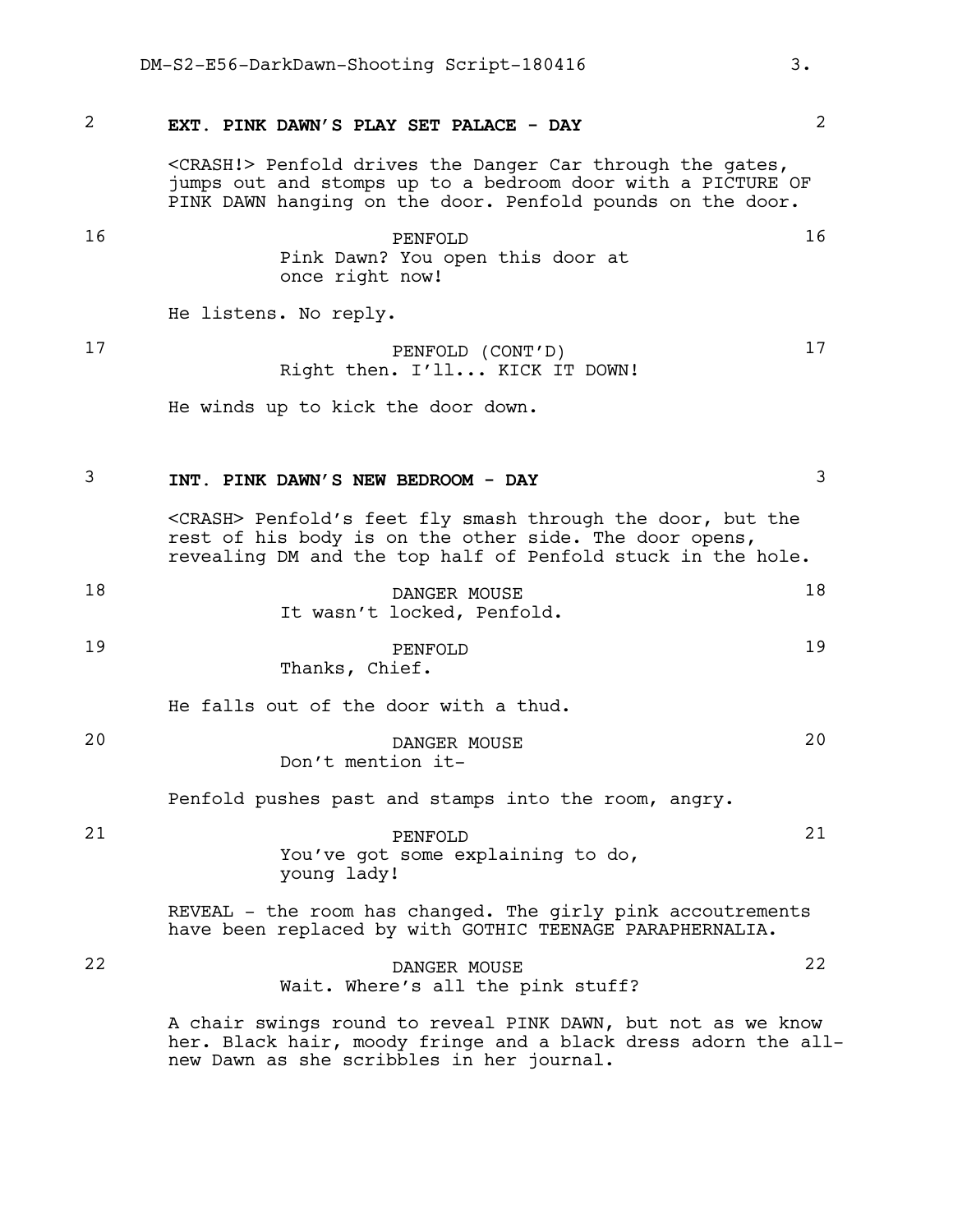## 2 EXT. PINK DAWN'S PLAY SET PALACE - DAY 2

<CRASH!> Penfold drives the Danger Car through the gates, jumps out and stomps up to a bedroom door with a PICTURE OF PINK DAWN hanging on the door. Penfold pounds on the door.

16 PENFOLD 16
Pink Dawn? You open this door at once right now!

He listens. No reply.

17 PENFOLD (CONT'D) 17
Right then. I'll... KICK IT DOWN!

He winds up to kick the door down.

## 3 INT. PINK DAWN'S NEW BEDROOM - DAY 3

<CRASH> Penfold's feet fly smash through the door, but the rest of his body is on the other side. The door opens, revealing DM and the top half of Penfold stuck in the hole.

18 DANGER MOUSE 18
It wasn't locked, Penfold.

19 PENFOLD 19
Thanks, Chief.

He falls out of the door with a thud.

20 DANGER MOUSE 20
Don't mention it-

Penfold pushes past and stamps into the room, angry.

21 PENFOLD 21
You've got some explaining to do, young lady!

REVEAL - the room has changed. The girly pink accoutrements have been replaced by with GOTHIC TEENAGE PARAPHERNALIA.

22 DANGER MOUSE 22
Wait. Where's all the pink stuff?

A chair swings round to reveal PINK DAWN, but not as we know her. Black hair, moody fringe and a black dress adorn the all-new Dawn as she scribbles in her journal.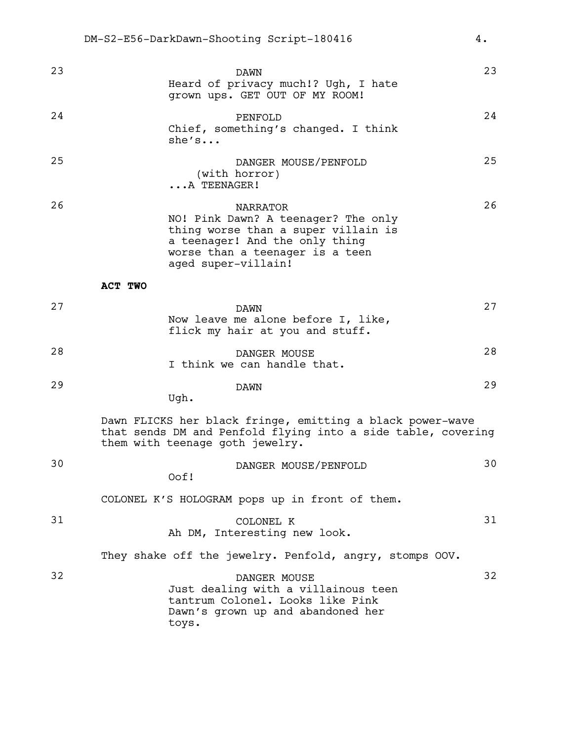23 **DAWN**
Heard of privacy much!? Ugh, I hate grown ups. GET OUT OF MY ROOM!

24 **PENFOLD**
Chief, something's changed. I think she's...

25 **DANGER MOUSE/PENFOLD**
(with horror)
...A TEENAGER!

26 **NARRATOR**
NO! Pink Dawn? A teenager? The only thing worse than a super villain is a teenager! And the only thing worse than a teenager is a teen aged super-villain!

**ACT TWO**

27 **DAWN**
Now leave me alone before I, like, flick my hair at you and stuff.

28 **DANGER MOUSE**
I think we can handle that.

29 **DAWN**
Ugh.

Dawn FLICKS her black fringe, emitting a black power-wave that sends DM and Penfold flying into a side table, covering them with teenage goth jewelry.

30 **DANGER MOUSE/PENFOLD**
Oof!

COLONEL K'S HOLOGRAM pops up in front of them.

31 **COLONEL K**
Ah DM, Interesting new look.

They shake off the jewelry. Penfold, angry, stomps OOV.

32 **DANGER MOUSE**
Just dealing with a villainous teen tantrum Colonel. Looks like Pink Dawn's grown up and abandoned her toys.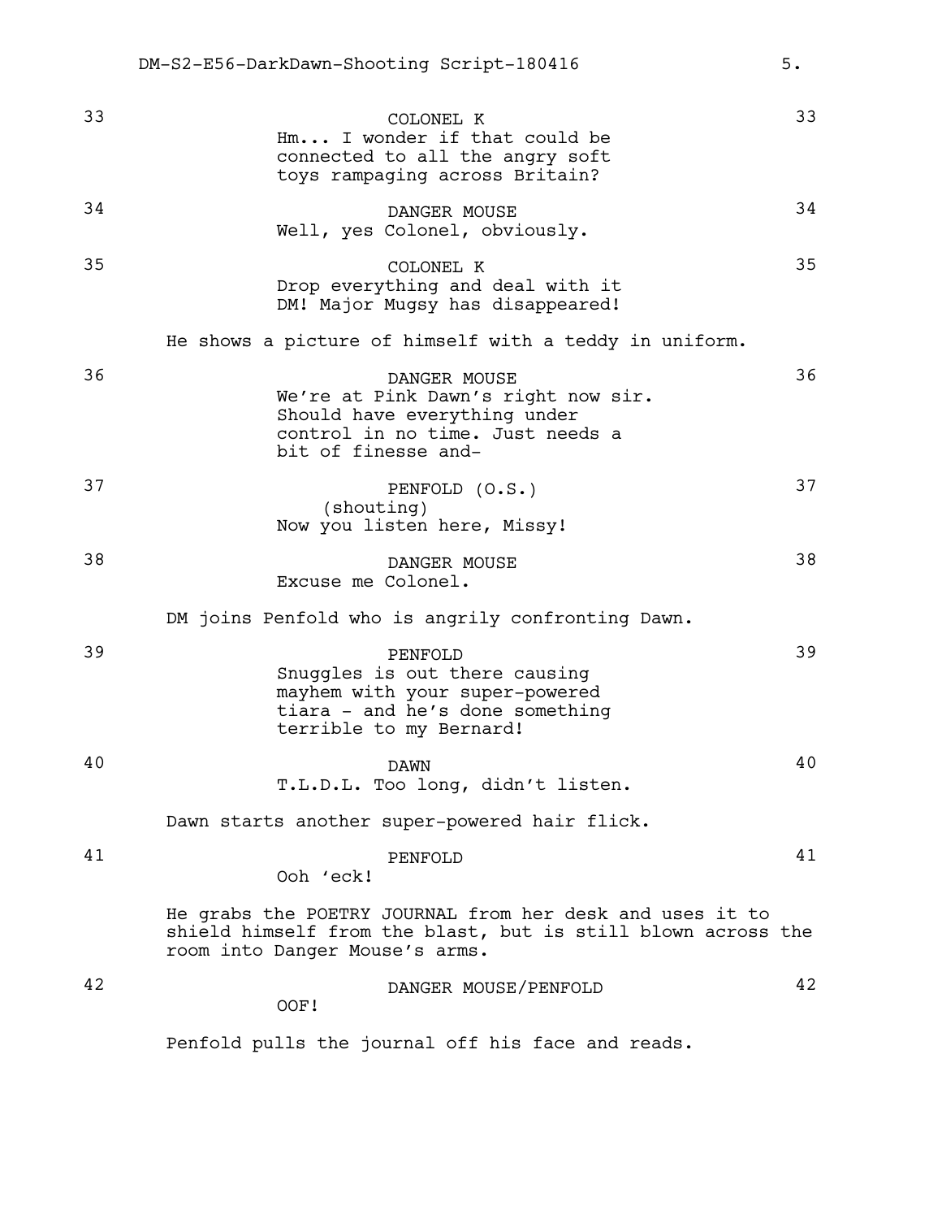33 **COLONEL K** 33

Hm... I wonder if that could be connected to all the angry soft toys rampaging across Britain?

34 **DANGER MOUSE** 34

Well, yes Colonel, obviously.

35 **COLONEL K** 35

Drop everything and deal with it DM! Major Mugsy has disappeared!

He shows a picture of himself with a teddy in uniform.

36 **DANGER MOUSE** 36

We're at Pink Dawn's right now sir. Should have everything under control in no time. Just needs a bit of finesse and-

37 **PENFOLD (O.S.)** 37

(shouting)

Now you listen here, Missy!

38 **DANGER MOUSE** 38

Excuse me Colonel.

DM joins Penfold who is angrily confronting Dawn.

39 **PENFOLD** 39

Snuggles is out there causing mayhem with your super-powered tiara - and he's done something terrible to my Bernard!

40 **DAWN** 40

T.L.D.L. Too long, didn't listen.

Dawn starts another super-powered hair flick.

41 **PENFOLD** 41

Ooh 'eck!

He grabs the POETRY JOURNAL from her desk and uses it to shield himself from the blast, but is still blown across the room into Danger Mouse's arms.

42 **DANGER MOUSE/PENFOLD** 42

OOF!

Penfold pulls the journal off his face and reads.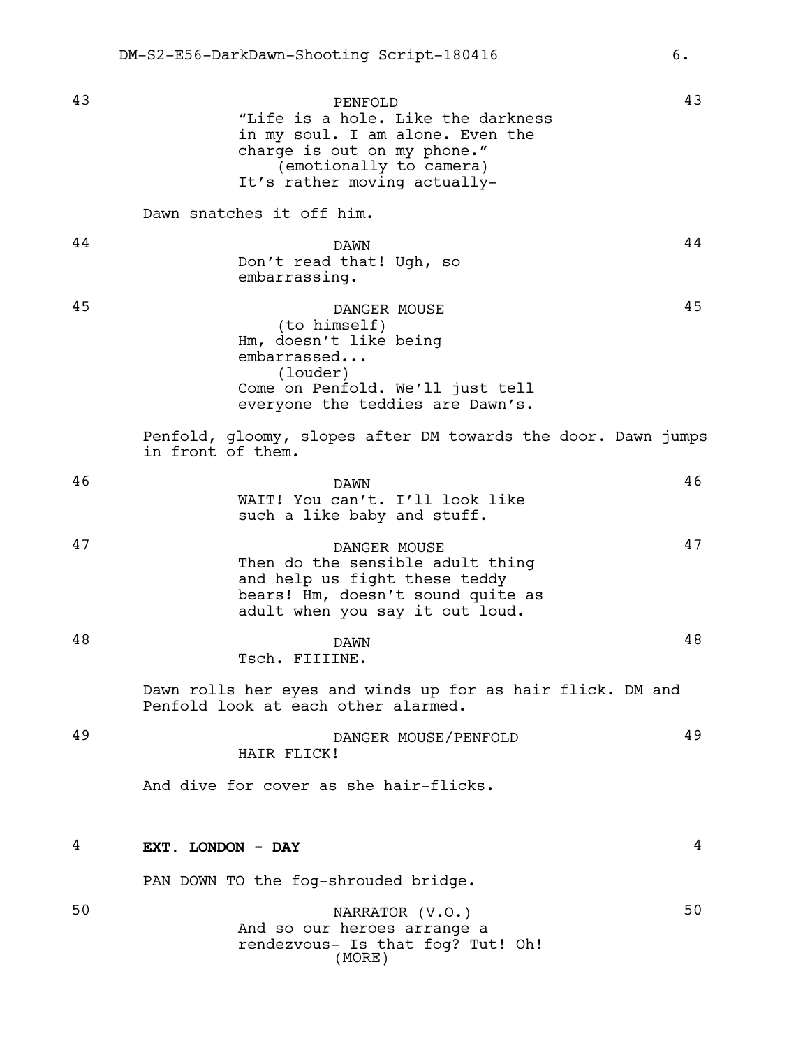43 **PENFOLD** 43

"Life is a hole. Like the darkness in my soul. I am alone. Even the charge is out on my phone."
(emotionally to camera)
It's rather moving actually-

Dawn snatches it off him.

44 **DAWN** 44

Don't read that! Ugh, so embarrassing.

45 **DANGER MOUSE** 45

(to himself)
Hm, doesn't like being embarrassed...
(louder)
Come on Penfold. We'll just tell everyone the teddies are Dawn's.

Penfold, gloomy, slopes after DM towards the door. Dawn jumps in front of them.

46 **DAWN** 46

WAIT! You can't. I'll look like such a like baby and stuff.

47 **DANGER MOUSE** 47

Then do the sensible adult thing and help us fight these teddy bears! Hm, doesn't sound quite as adult when you say it out loud.

48 **DAWN** 48

Tsch. FIIIINE.

Dawn rolls her eyes and winds up for as hair flick. DM and Penfold look at each other alarmed.

49 **DANGER MOUSE/PENFOLD** 49

HAIR FLICK!

And dive for cover as she hair-flicks.

4 **EXT. LONDON - DAY** 4

PAN DOWN TO the fog-shrouded bridge.

50 **NARRATOR (V.O.)** 50

And so our heroes arrange a rendezvous- Is that fog? Tut! Oh!
(MORE)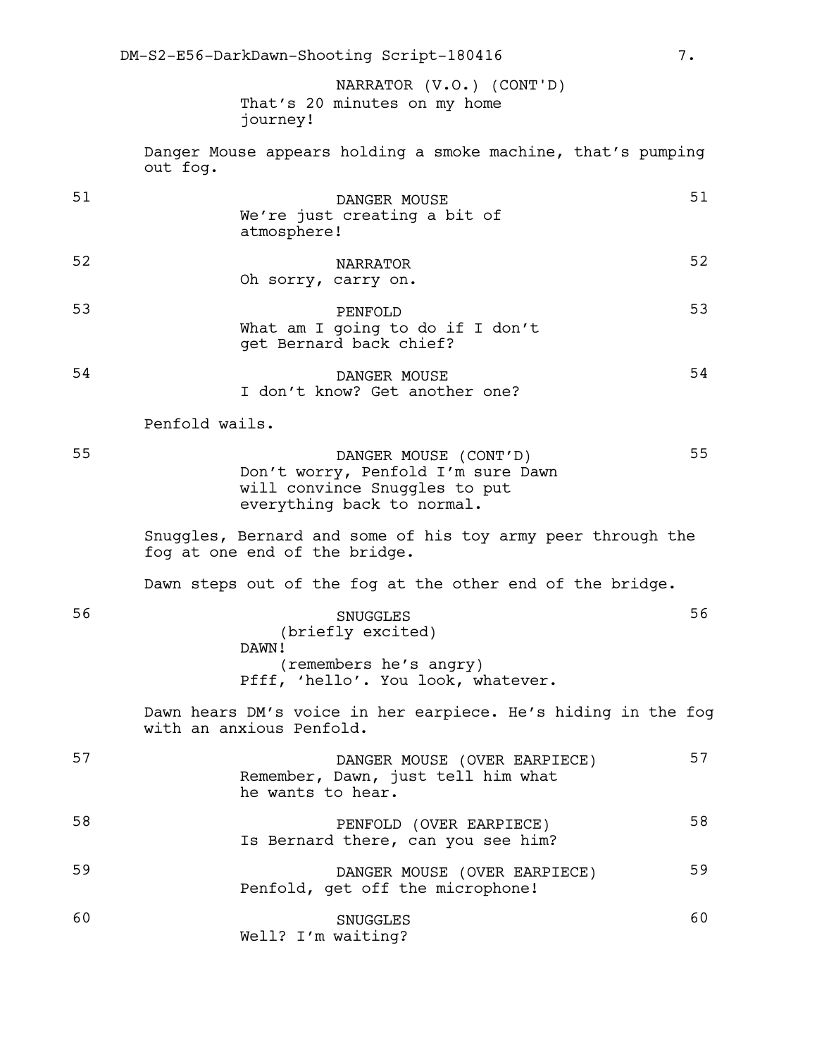NARRATOR (V.O.) (CONT'D)
That's 20 minutes on my home journey!

Danger Mouse appears holding a smoke machine, that's pumping out fog.

51 DANGER MOUSE 51
We're just creating a bit of atmosphere!

52 NARRATOR 52
Oh sorry, carry on.

53 PENFOLD 53
What am I going to do if I don't get Bernard back chief?

54 DANGER MOUSE 54
I don't know? Get another one?

Penfold wails.

55 DANGER MOUSE (CONT'D) 55
Don't worry, Penfold I'm sure Dawn will convince Snuggles to put everything back to normal.

Snuggles, Bernard and some of his toy army peer through the fog at one end of the bridge.

Dawn steps out of the fog at the other end of the bridge.

56 SNUGGLES 56
(briefly excited)
DAWN!
(remembers he's angry)
Pfff, 'hello'. You look, whatever.

Dawn hears DM's voice in her earpiece. He's hiding in the fog with an anxious Penfold.

57 DANGER MOUSE (OVER EARPIECE) 57
Remember, Dawn, just tell him what he wants to hear.

58 PENFOLD (OVER EARPIECE) 58
Is Bernard there, can you see him?

59 DANGER MOUSE (OVER EARPIECE) 59
Penfold, get off the microphone!

60 SNUGGLES 60
Well? I'm waiting?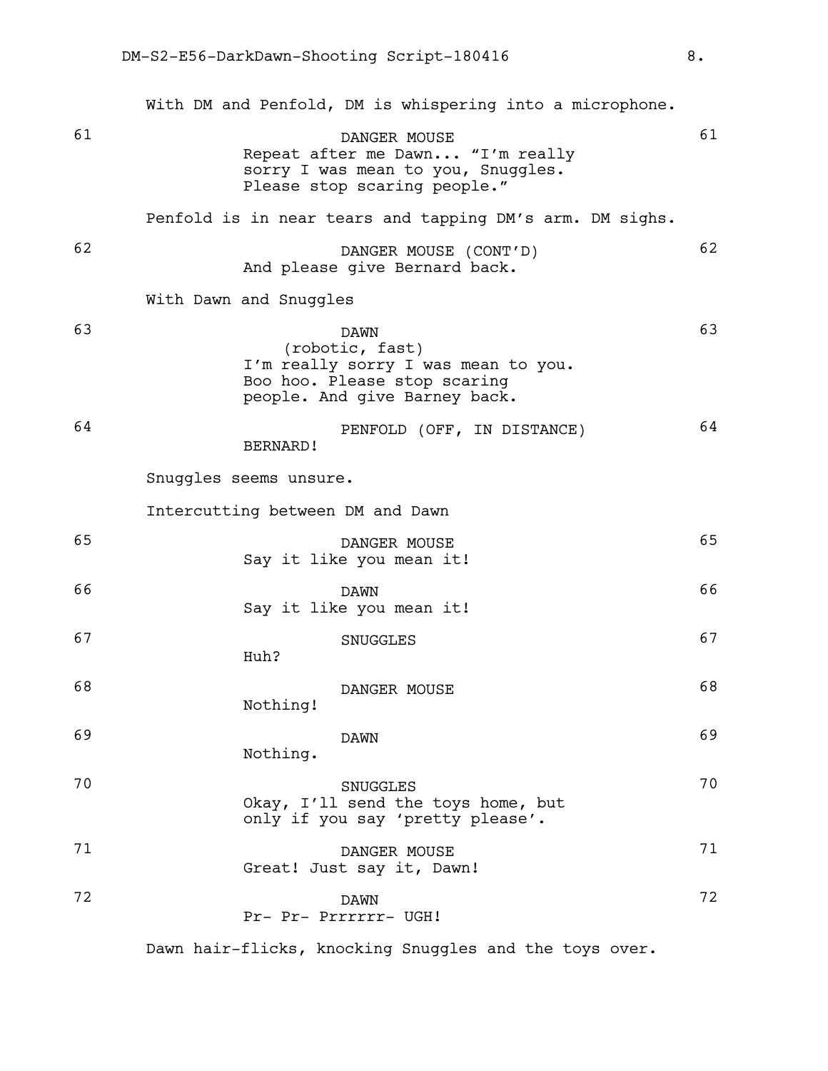With DM and Penfold, DM is whispering into a microphone.

61 DANGER MOUSE 61
Repeat after me Dawn... “I’m really sorry I was mean to you, Snuggles. Please stop scaring people.”

Penfold is in near tears and tapping DM’s arm. DM sighs.

62 DANGER MOUSE (CONT’D) 62
And please give Bernard back.

With Dawn and Snuggles

63 DAWN 63
(robotic, fast)
I’m really sorry I was mean to you. Boo hoo. Please stop scaring people. And give Barney back.

64 PENFOLD (OFF, IN DISTANCE) 64
BERNARD!

Snuggles seems unsure.

Intercutting between DM and Dawn

65 DANGER MOUSE 65
Say it like you mean it!

66 DAWN 66
Say it like you mean it!

67 SNUGGLES 67
Huh?

68 DANGER MOUSE 68
Nothing!

69 DAWN 69
Nothing.

70 SNUGGLES 70
Okay, I’ll send the toys home, but only if you say ‘pretty please’.

71 DANGER MOUSE 71
Great! Just say it, Dawn!

72 DAWN 72
Pr- Pr- Prrrrrr- UGH!

Dawn hair-flicks, knocking Snuggles and the toys over.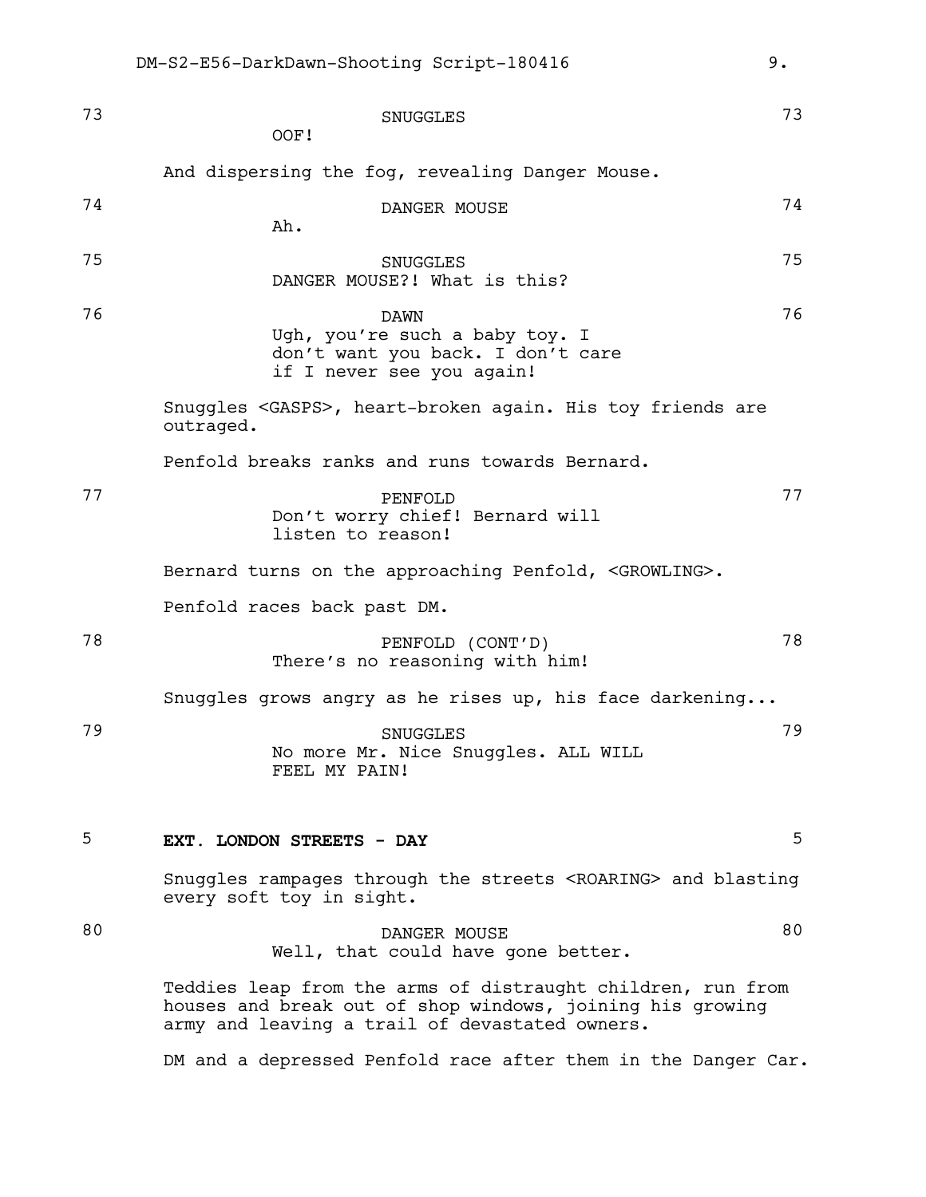73 SNUGGLES 73
OOF!

And dispersing the fog, revealing Danger Mouse.

74 DANGER MOUSE 74
Ah.

75 SNUGGLES 75
DANGER MOUSE?! What is this?

76 DAWN 76
Ugh, you're such a baby toy. I don't want you back. I don't care if I never see you again!

Snuggles <GASPS>, heart-broken again. His toy friends are outraged.

Penfold breaks ranks and runs towards Bernard.

77 PENFOLD 77
Don't worry chief! Bernard will listen to reason!

Bernard turns on the approaching Penfold, <GROWLING>.

Penfold races back past DM.

78 PENFOLD (CONT'D) 78
There's no reasoning with him!

Snuggles grows angry as he rises up, his face darkening...

79 SNUGGLES 79
No more Mr. Nice Snuggles. ALL WILL FEEL MY PAIN!

5 **EXT. LONDON STREETS - DAY** 5

Snuggles rampages through the streets <ROARING> and blasting every soft toy in sight.

80 DANGER MOUSE 80
Well, that could have gone better.

Teddies leap from the arms of distraught children, run from houses and break out of shop windows, joining his growing army and leaving a trail of devastated owners.

DM and a depressed Penfold race after them in the Danger Car.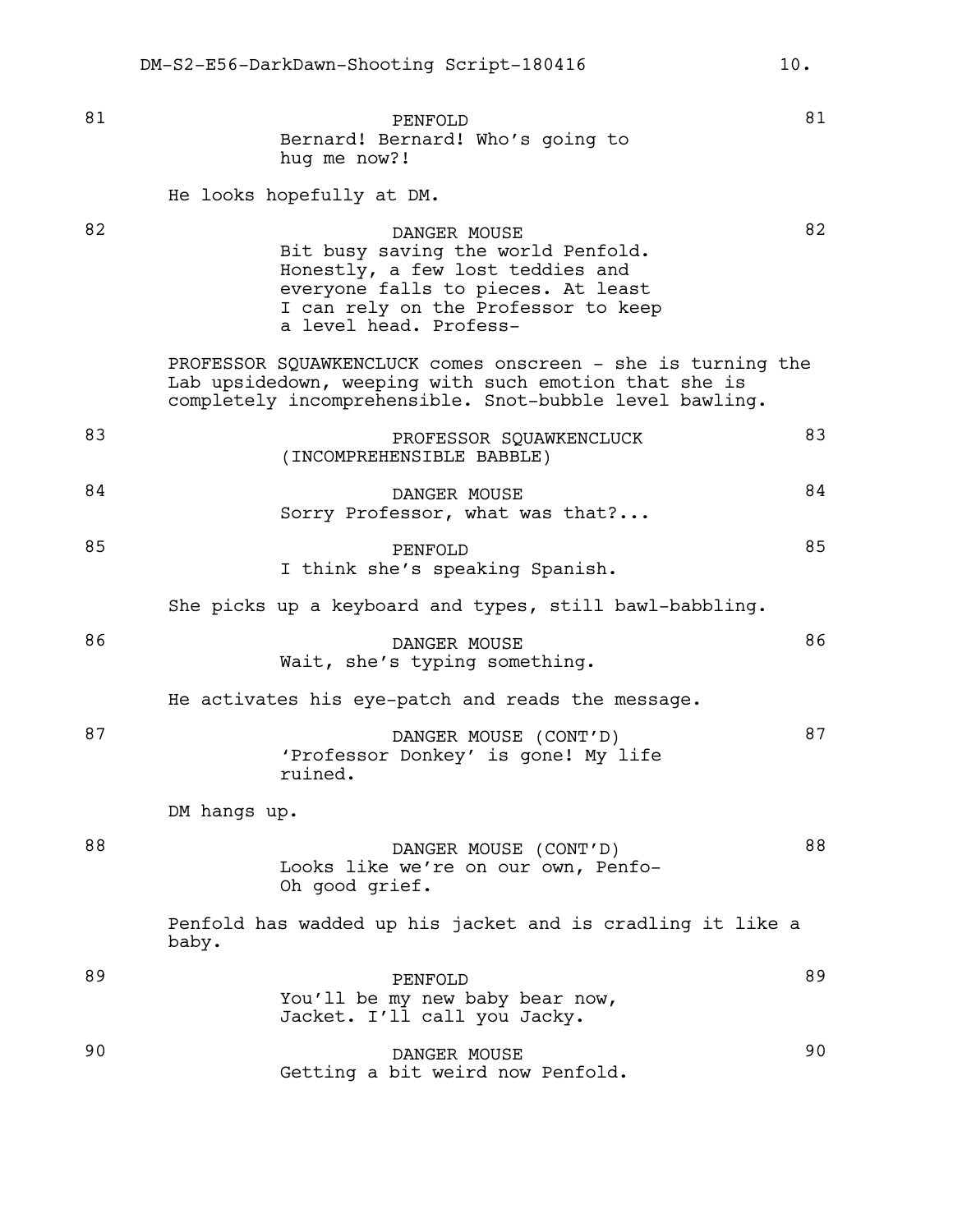81

PENFOLD
Bernard! Bernard! Who's going to hug me now?!

He looks hopefully at DM.

82

DANGER MOUSE
Bit busy saving the world Penfold. Honestly, a few lost teddies and everyone falls to pieces. At least I can rely on the Professor to keep a level head. Profess-

PROFESSOR SQUAWKENCLUCK comes onscreen - she is turning the Lab upsidedown, weeping with such emotion that she is completely incomprehensible. Snot-bubble level bawling.

83

PROFESSOR SQUAWKENCLUCK
(INCOMPREHENSIBLE BABBLE)

84

DANGER MOUSE
Sorry Professor, what was that?...

85

PENFOLD
I think she's speaking Spanish.

She picks up a keyboard and types, still bawl-babbling.

86

DANGER MOUSE
Wait, she's typing something.

He activates his eye-patch and reads the message.

87

DANGER MOUSE (CONT'D)
'Professor Donkey' is gone! My life ruined.

DM hangs up.

88

DANGER MOUSE (CONT'D)
Looks like we're on our own, Penfo- Oh good grief.

Penfold has wadded up his jacket and is cradling it like a baby.

89

PENFOLD
You'll be my new baby bear now, Jacket. I'll call you Jacky.

90

DANGER MOUSE
Getting a bit weird now Penfold.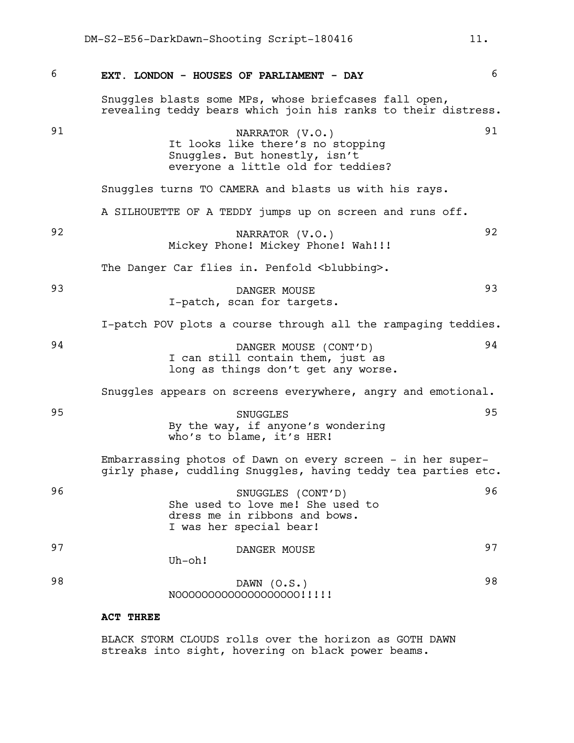6 **EXT. LONDON - HOUSES OF PARLIAMENT - DAY** 6

Snuggles blasts some MPs, whose briefcases fall open, revealing teddy bears which join his ranks to their distress.

91 NARRATOR (V.O.) 91
It looks like there's no stopping Snuggles. But honestly, isn't everyone a little old for teddies?

Snuggles turns TO CAMERA and blasts us with his rays.

A SILHOUETTE OF A TEDDY jumps up on screen and runs off.

92 NARRATOR (V.O.) 92
Mickey Phone! Mickey Phone! Wah!!!

The Danger Car flies in. Penfold <blubbing>.

93 DANGER MOUSE 93
I-patch, scan for targets.

I-patch POV plots a course through all the rampaging teddies.

94 DANGER MOUSE (CONT'D) 94
I can still contain them, just as long as things don't get any worse.

Snuggles appears on screens everywhere, angry and emotional.

95 SNUGGLES 95
By the way, if anyone's wondering who's to blame, it's HER!

Embarrassing photos of Dawn on every screen - in her super-girly phase, cuddling Snuggles, having teddy tea parties etc.

96 SNUGGLES (CONT'D) 96
She used to love me! She used to dress me in ribbons and bows. I was her special bear!

97 DANGER MOUSE 97
Uh-oh!

98 DAWN (O.S.) 98
NOOOOOOOOOOOOOOOOOOO!!!!!

**ACT THREE**

BLACK STORM CLOUDS rolls over the horizon as GOTH DAWN streaks into sight, hovering on black power beams.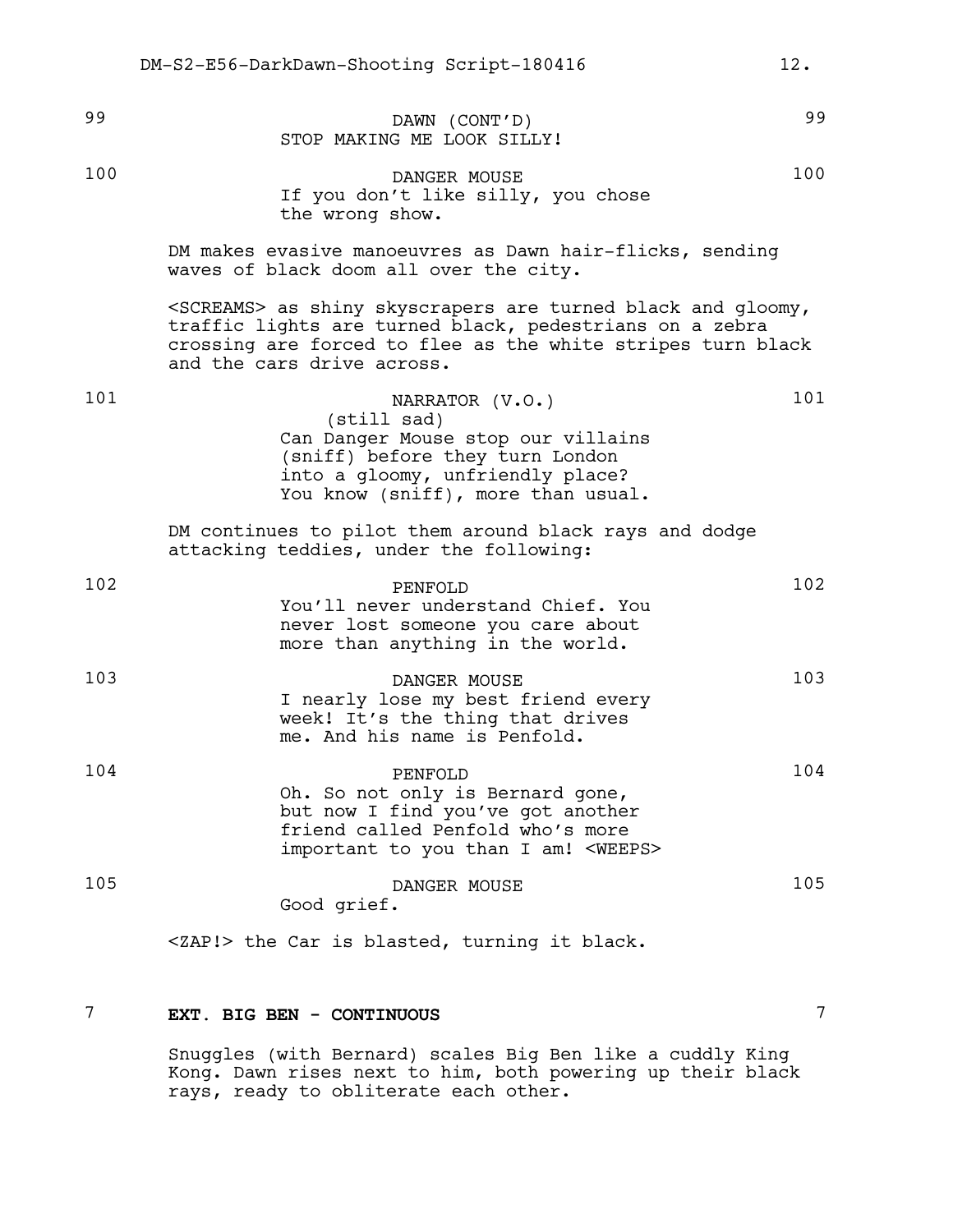99 DAWN (CONT'D) 99
STOP MAKING ME LOOK SILLY!

100 DANGER MOUSE 100
If you don't like silly, you chose the wrong show.

DM makes evasive manoeuvres as Dawn hair-flicks, sending waves of black doom all over the city.

<SCREAMS> as shiny skyscrapers are turned black and gloomy, traffic lights are turned black, pedestrians on a zebra crossing are forced to flee as the white stripes turn black and the cars drive across.

101 NARRATOR (V.O.) 101
(still sad)
Can Danger Mouse stop our villains (sniff) before they turn London into a gloomy, unfriendly place? You know (sniff), more than usual.

DM continues to pilot them around black rays and dodge attacking teddies, under the following:

102 PENFOLD 102
You'll never understand Chief. You never lost someone you care about more than anything in the world.

103 DANGER MOUSE 103
I nearly lose my best friend every week! It's the thing that drives me. And his name is Penfold.

104 PENFOLD 104
Oh. So not only is Bernard gone, but now I find you've got another friend called Penfold who's more important to you than I am! <WEEPS>

105 DANGER MOUSE 105
Good grief.

<ZAP!> the Car is blasted, turning it black.

7 **EXT. BIG BEN - CONTINUOUS** 7

Snuggles (with Bernard) scales Big Ben like a cuddly King Kong. Dawn rises next to him, both powering up their black rays, ready to obliterate each other.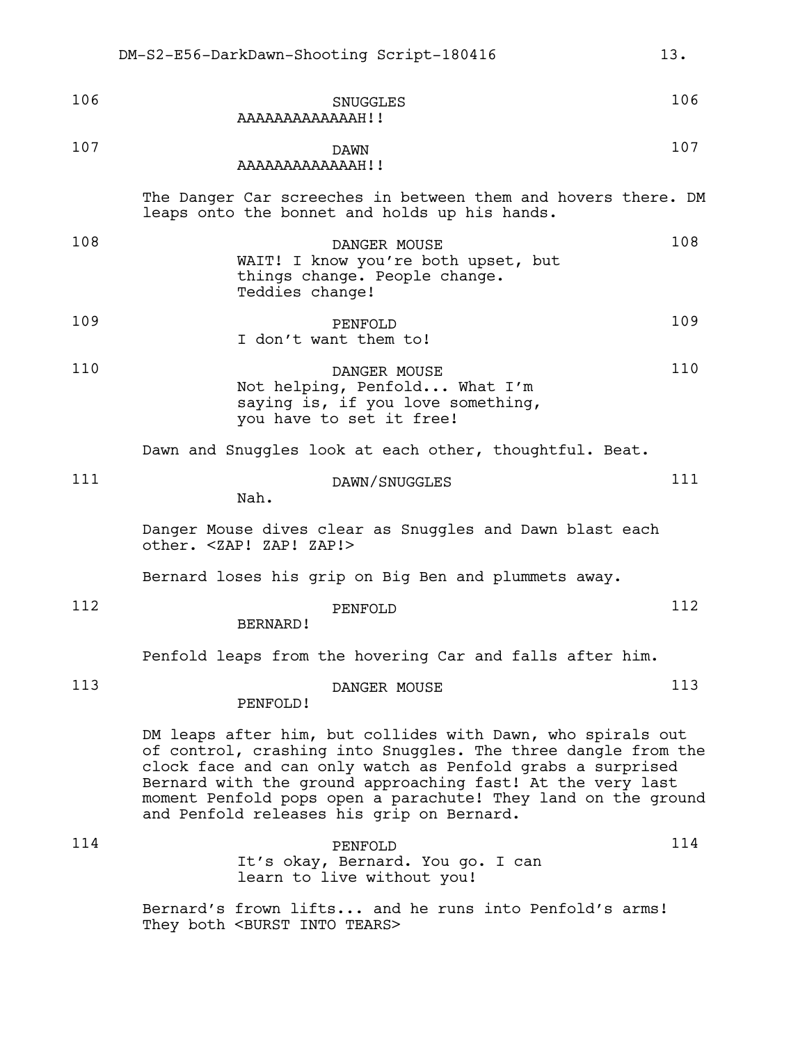106 SNUGGLES 106
AAAAAAAAAAAAAH!!

107 DAWN 107
AAAAAAAAAAAAAH!!

The Danger Car screeches in between them and hovers there. DM leaps onto the bonnet and holds up his hands.

108 DANGER MOUSE 108
WAIT! I know you're both upset, but things change. People change. Teddies change!

109 PENFOLD 109
I don't want them to!

110 DANGER MOUSE 110
Not helping, Penfold... What I'm saying is, if you love something, you have to set it free!

Dawn and Snuggles look at each other, thoughtful. Beat.

111 DAWN/SNUGGLES 111
Nah.

Danger Mouse dives clear as Snuggles and Dawn blast each other. <ZAP! ZAP! ZAP!>

Bernard loses his grip on Big Ben and plummets away.

112 PENFOLD 112
BERNARD!

Penfold leaps from the hovering Car and falls after him.

113 DANGER MOUSE 113
PENFOLD!

DM leaps after him, but collides with Dawn, who spirals out of control, crashing into Snuggles. The three dangle from the clock face and can only watch as Penfold grabs a surprised Bernard with the ground approaching fast! At the very last moment Penfold pops open a parachute! They land on the ground and Penfold releases his grip on Bernard.

114 PENFOLD 114
It's okay, Bernard. You go. I can learn to live without you!

Bernard's frown lifts... and he runs into Penfold's arms! They both <BURST INTO TEARS>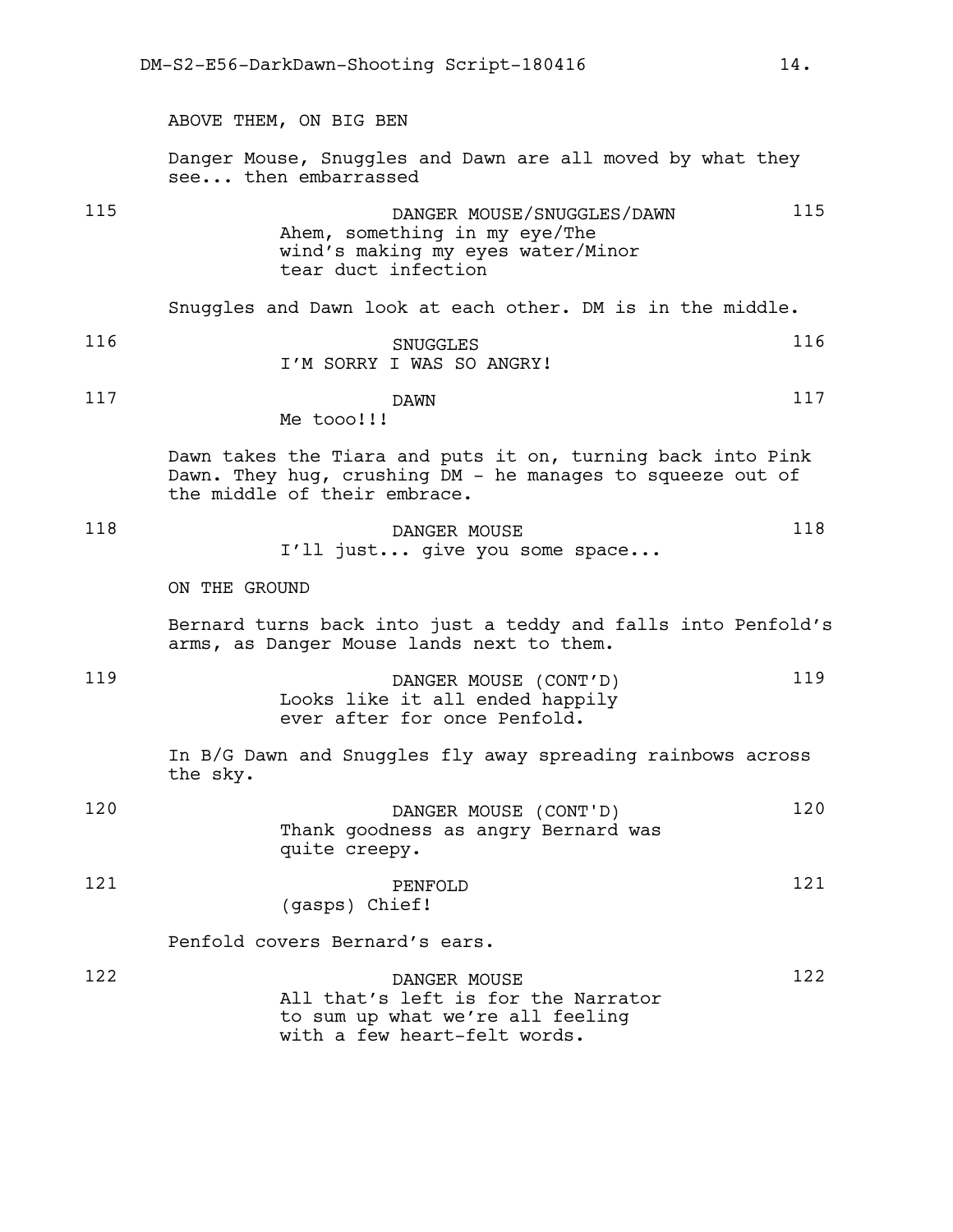ABOVE THEM, ON BIG BEN

Danger Mouse, Snuggles and Dawn are all moved by what they see... then embarrassed

115 DANGER MOUSE/SNUGGLES/DAWN 115
Ahem, something in my eye/The wind's making my eyes water/Minor tear duct infection

Snuggles and Dawn look at each other. DM is in the middle.

116 SNUGGLES 116
I'M SORRY I WAS SO ANGRY!

117 DAWN 117
Me tooo!!!

Dawn takes the Tiara and puts it on, turning back into Pink Dawn. They hug, crushing DM - he manages to squeeze out of the middle of their embrace.

118 DANGER MOUSE 118
I'll just... give you some space...

ON THE GROUND

Bernard turns back into just a teddy and falls into Penfold's arms, as Danger Mouse lands next to them.

119 DANGER MOUSE (CONT'D) 119
Looks like it all ended happily ever after for once Penfold.

In B/G Dawn and Snuggles fly away spreading rainbows across the sky.

120 DANGER MOUSE (CONT'D) 120
Thank goodness as angry Bernard was quite creepy.

121 PENFOLD 121
(gasps) Chief!

Penfold covers Bernard's ears.

122 DANGER MOUSE 122
All that's left is for the Narrator to sum up what we're all feeling with a few heart-felt words.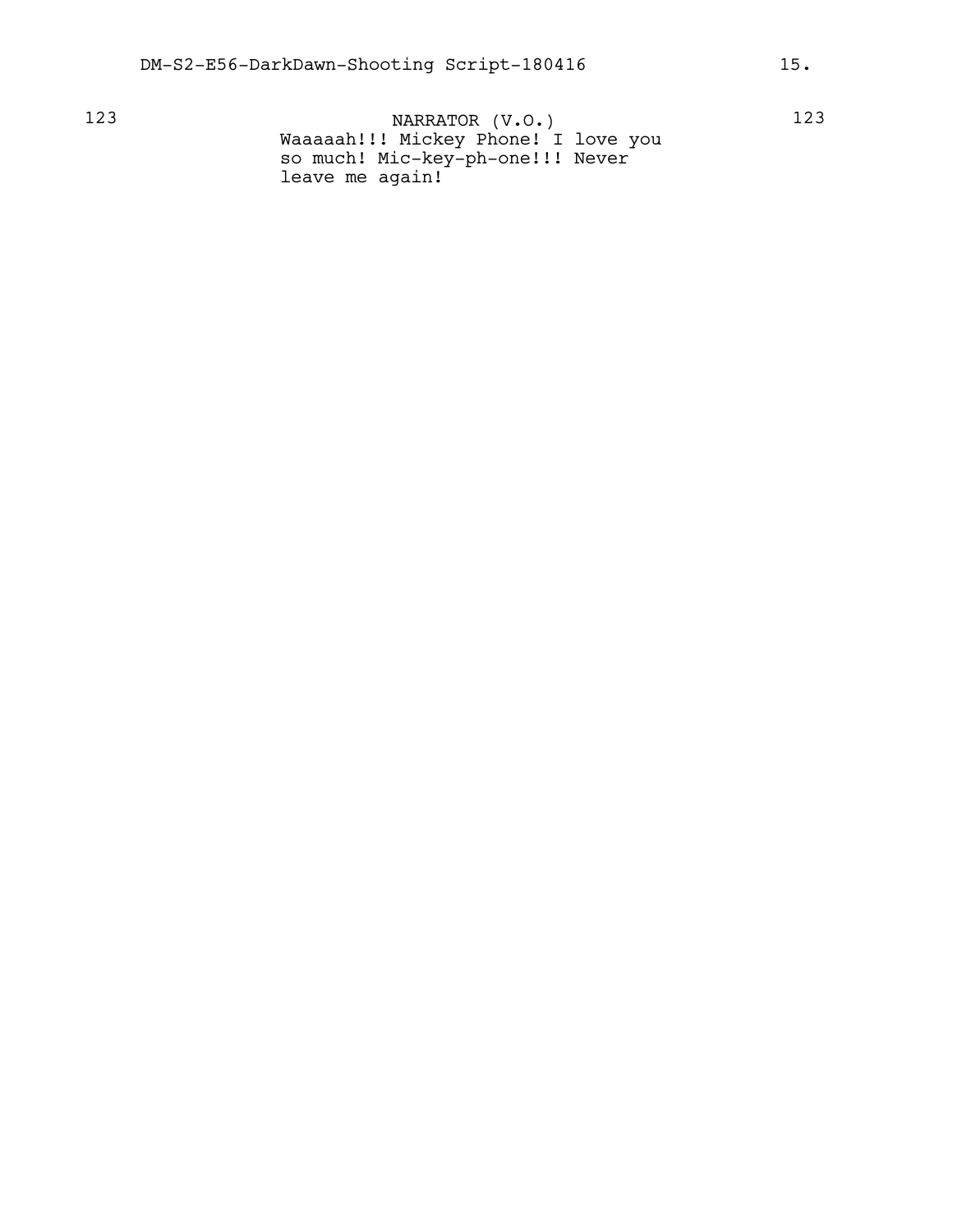123 NARRATOR (V.O.) 123

Waaaaah!!! Mickey Phone! I love you so much! Mic-key-ph-one!!! Never leave me again!